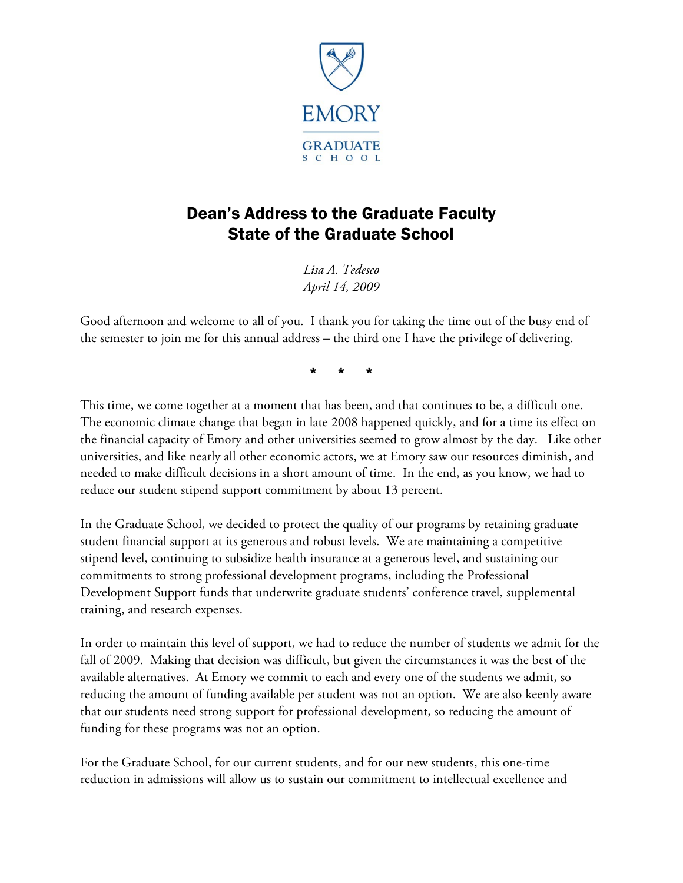EMORY

GRADUATE SCHOOL

# Dean's Address to the Graduate Faculty
# State of the Graduate School

*Lisa A. Tedesco*
*April 14, 2009*

Good afternoon and welcome to all of you. I thank you for taking the time out of the busy end of the semester to join me for this annual address – the third one I have the privilege of delivering.

\* \* \*

This time, we come together at a moment that has been, and that continues to be, a difficult one. The economic climate change that began in late 2008 happened quickly, and for a time its effect on the financial capacity of Emory and other universities seemed to grow almost by the day. Like other universities, and like nearly all other economic actors, we at Emory saw our resources diminish, and needed to make difficult decisions in a short amount of time. In the end, as you know, we had to reduce our student stipend support commitment by about 13 percent.

In the Graduate School, we decided to protect the quality of our programs by retaining graduate student financial support at its generous and robust levels. We are maintaining a competitive stipend level, continuing to subsidize health insurance at a generous level, and sustaining our commitments to strong professional development programs, including the Professional Development Support funds that underwrite graduate students' conference travel, supplemental training, and research expenses.

In order to maintain this level of support, we had to reduce the number of students we admit for the fall of 2009. Making that decision was difficult, but given the circumstances it was the best of the available alternatives. At Emory we commit to each and every one of the students we admit, so reducing the amount of funding available per student was not an option. We are also keenly aware that our students need strong support for professional development, so reducing the amount of funding for these programs was not an option.

For the Graduate School, for our current students, and for our new students, this one-time reduction in admissions will allow us to sustain our commitment to intellectual excellence and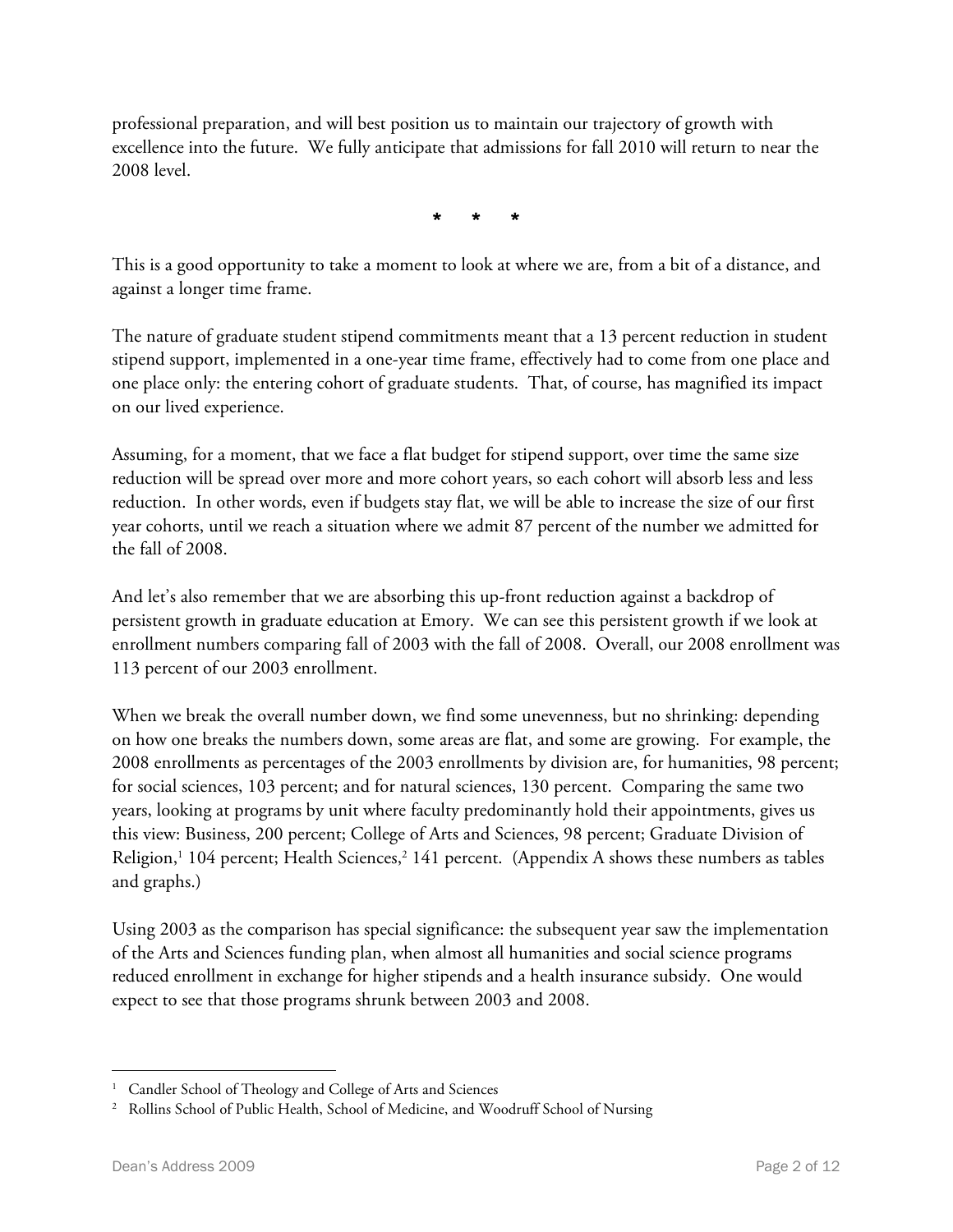professional preparation, and will best position us to maintain our trajectory of growth with excellence into the future. We fully anticipate that admissions for fall 2010 will return to near the 2008 level.

\*   \*   \*

This is a good opportunity to take a moment to look at where we are, from a bit of a distance, and against a longer time frame.

The nature of graduate student stipend commitments meant that a 13 percent reduction in student stipend support, implemented in a one-year time frame, effectively had to come from one place and one place only: the entering cohort of graduate students. That, of course, has magnified its impact on our lived experience.

Assuming, for a moment, that we face a flat budget for stipend support, over time the same size reduction will be spread over more and more cohort years, so each cohort will absorb less and less reduction. In other words, even if budgets stay flat, we will be able to increase the size of our first year cohorts, until we reach a situation where we admit 87 percent of the number we admitted for the fall of 2008.

And let's also remember that we are absorbing this up-front reduction against a backdrop of persistent growth in graduate education at Emory. We can see this persistent growth if we look at enrollment numbers comparing fall of 2003 with the fall of 2008. Overall, our 2008 enrollment was 113 percent of our 2003 enrollment.

When we break the overall number down, we find some unevenness, but no shrinking: depending on how one breaks the numbers down, some areas are flat, and some are growing. For example, the 2008 enrollments as percentages of the 2003 enrollments by division are, for humanities, 98 percent; for social sciences, 103 percent; and for natural sciences, 130 percent. Comparing the same two years, looking at programs by unit where faculty predominantly hold their appointments, gives us this view: Business, 200 percent; College of Arts and Sciences, 98 percent; Graduate Division of Religion,[1] 104 percent; Health Sciences,[2] 141 percent. (Appendix A shows these numbers as tables and graphs.)

Using 2003 as the comparison has special significance: the subsequent year saw the implementation of the Arts and Sciences funding plan, when almost all humanities and social science programs reduced enrollment in exchange for higher stipends and a health insurance subsidy. One would expect to see that those programs shrunk between 2003 and 2008.

---

[1] Candler School of Theology and College of Arts and Sciences

[2] Rollins School of Public Health, School of Medicine, and Woodruff School of Nursing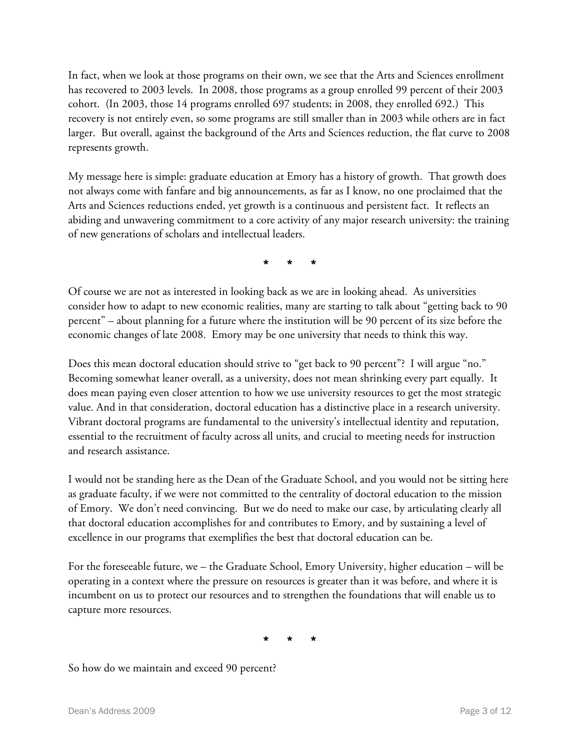In fact, when we look at those programs on their own, we see that the Arts and Sciences enrollment has recovered to 2003 levels. In 2008, those programs as a group enrolled 99 percent of their 2003 cohort. (In 2003, those 14 programs enrolled 697 students; in 2008, they enrolled 692.) This recovery is not entirely even, so some programs are still smaller than in 2003 while others are in fact larger. But overall, against the background of the Arts and Sciences reduction, the flat curve to 2008 represents growth.

My message here is simple: graduate education at Emory has a history of growth. That growth does not always come with fanfare and big announcements, as far as I know, no one proclaimed that the Arts and Sciences reductions ended, yet growth is a continuous and persistent fact. It reflects an abiding and unwavering commitment to a core activity of any major research university: the training of new generations of scholars and intellectual leaders.

\* \* \*

Of course we are not as interested in looking back as we are in looking ahead. As universities consider how to adapt to new economic realities, many are starting to talk about "getting back to 90 percent" – about planning for a future where the institution will be 90 percent of its size before the economic changes of late 2008. Emory may be one university that needs to think this way.

Does this mean doctoral education should strive to "get back to 90 percent"? I will argue "no." Becoming somewhat leaner overall, as a university, does not mean shrinking every part equally. It does mean paying even closer attention to how we use university resources to get the most strategic value. And in that consideration, doctoral education has a distinctive place in a research university. Vibrant doctoral programs are fundamental to the university's intellectual identity and reputation, essential to the recruitment of faculty across all units, and crucial to meeting needs for instruction and research assistance.

I would not be standing here as the Dean of the Graduate School, and you would not be sitting here as graduate faculty, if we were not committed to the centrality of doctoral education to the mission of Emory. We don't need convincing. But we do need to make our case, by articulating clearly all that doctoral education accomplishes for and contributes to Emory, and by sustaining a level of excellence in our programs that exemplifies the best that doctoral education can be.

For the foreseeable future, we – the Graduate School, Emory University, higher education – will be operating in a context where the pressure on resources is greater than it was before, and where it is incumbent on us to protect our resources and to strengthen the foundations that will enable us to capture more resources.

\* \* \*

So how do we maintain and exceed 90 percent?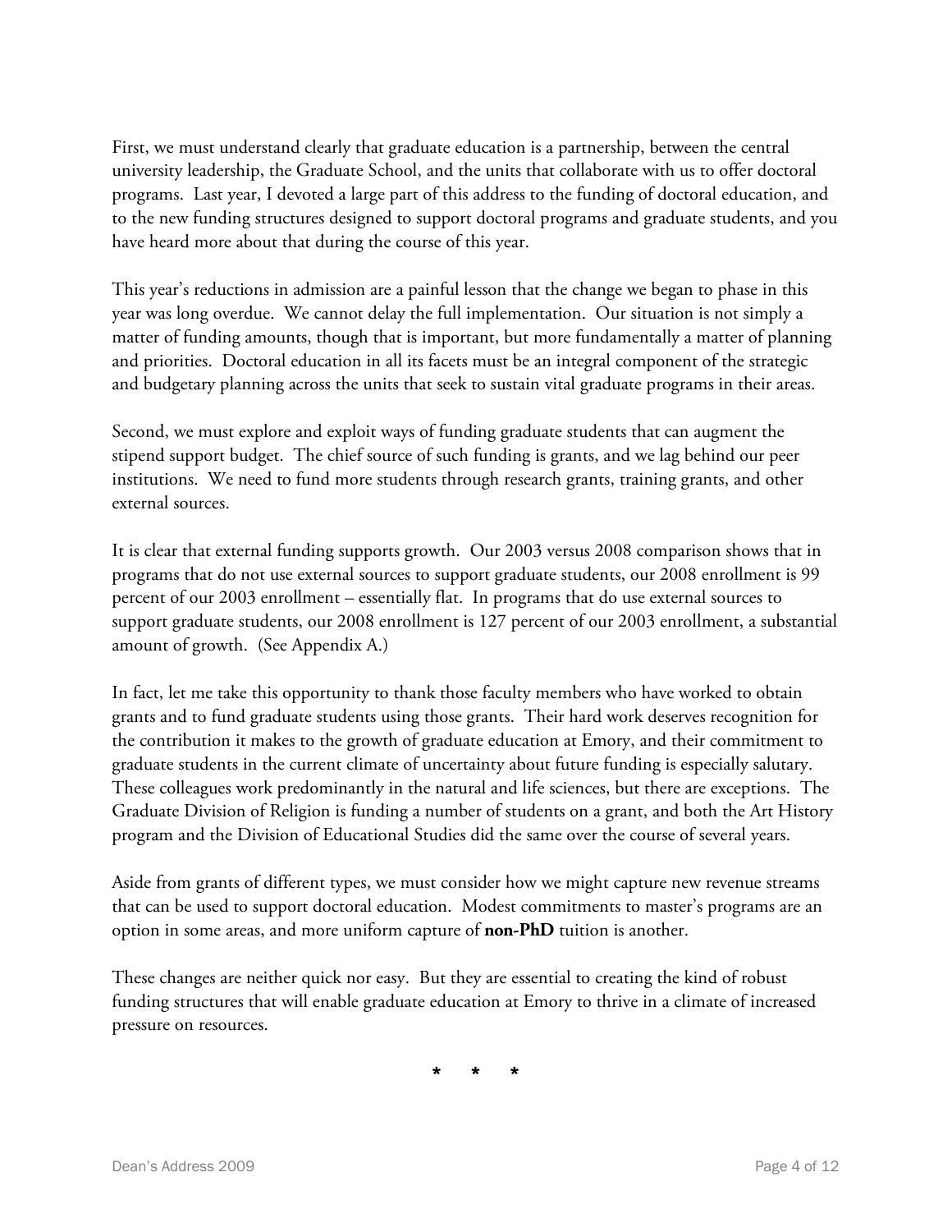First, we must understand clearly that graduate education is a partnership, between the central university leadership, the Graduate School, and the units that collaborate with us to offer doctoral programs. Last year, I devoted a large part of this address to the funding of doctoral education, and to the new funding structures designed to support doctoral programs and graduate students, and you have heard more about that during the course of this year.

This year's reductions in admission are a painful lesson that the change we began to phase in this year was long overdue. We cannot delay the full implementation. Our situation is not simply a matter of funding amounts, though that is important, but more fundamentally a matter of planning and priorities. Doctoral education in all its facets must be an integral component of the strategic and budgetary planning across the units that seek to sustain vital graduate programs in their areas.

Second, we must explore and exploit ways of funding graduate students that can augment the stipend support budget. The chief source of such funding is grants, and we lag behind our peer institutions. We need to fund more students through research grants, training grants, and other external sources.

It is clear that external funding supports growth. Our 2003 versus 2008 comparison shows that in programs that do not use external sources to support graduate students, our 2008 enrollment is 99 percent of our 2003 enrollment – essentially flat. In programs that do use external sources to support graduate students, our 2008 enrollment is 127 percent of our 2003 enrollment, a substantial amount of growth. (See Appendix A.)

In fact, let me take this opportunity to thank those faculty members who have worked to obtain grants and to fund graduate students using those grants. Their hard work deserves recognition for the contribution it makes to the growth of graduate education at Emory, and their commitment to graduate students in the current climate of uncertainty about future funding is especially salutary. These colleagues work predominantly in the natural and life sciences, but there are exceptions. The Graduate Division of Religion is funding a number of students on a grant, and both the Art History program and the Division of Educational Studies did the same over the course of several years.

Aside from grants of different types, we must consider how we might capture new revenue streams that can be used to support doctoral education. Modest commitments to master's programs are an option in some areas, and more uniform capture of **non-PhD** tuition is another.

These changes are neither quick nor easy. But they are essential to creating the kind of robust funding structures that will enable graduate education at Emory to thrive in a climate of increased pressure on resources.

\* \* \*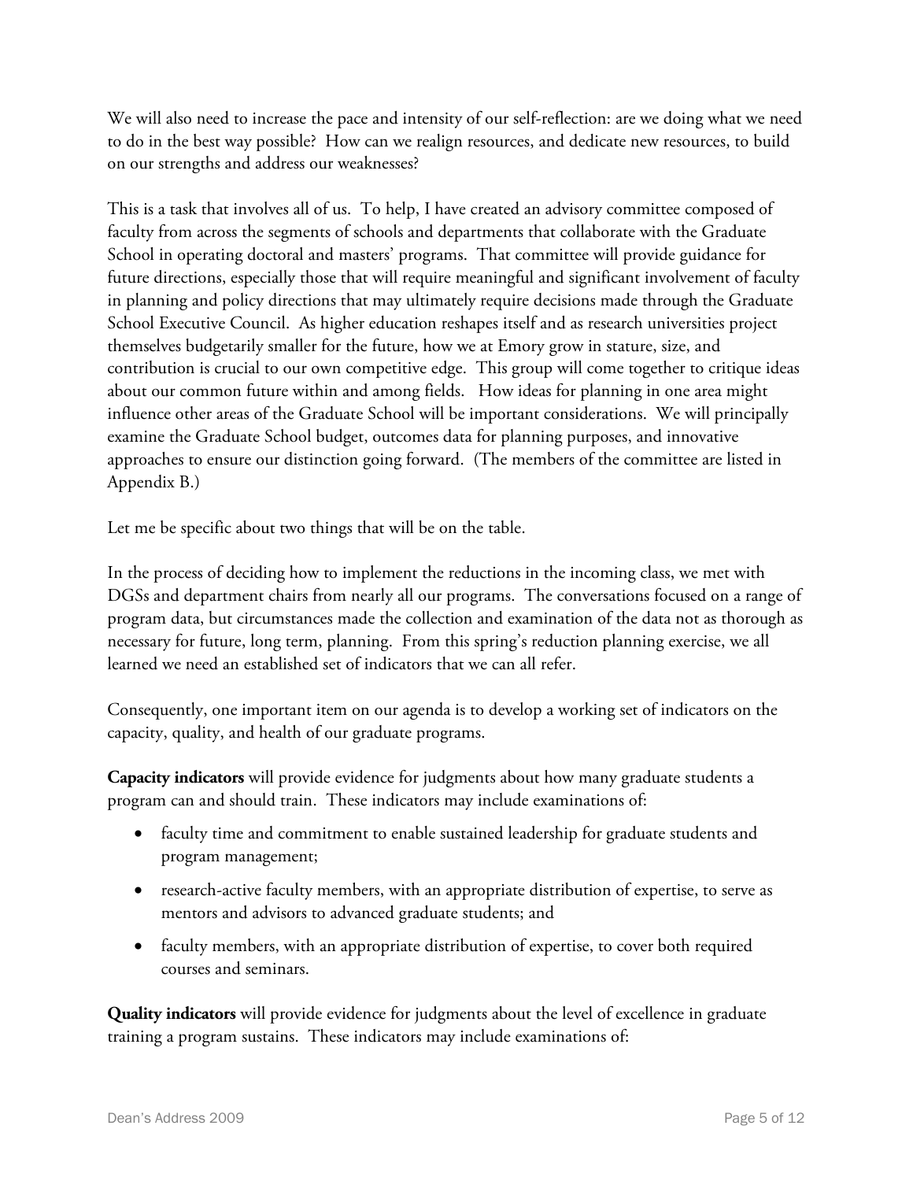We will also need to increase the pace and intensity of our self-reflection: are we doing what we need to do in the best way possible? How can we realign resources, and dedicate new resources, to build on our strengths and address our weaknesses?

This is a task that involves all of us. To help, I have created an advisory committee composed of faculty from across the segments of schools and departments that collaborate with the Graduate School in operating doctoral and masters' programs. That committee will provide guidance for future directions, especially those that will require meaningful and significant involvement of faculty in planning and policy directions that may ultimately require decisions made through the Graduate School Executive Council. As higher education reshapes itself and as research universities project themselves budgetarily smaller for the future, how we at Emory grow in stature, size, and contribution is crucial to our own competitive edge. This group will come together to critique ideas about our common future within and among fields. How ideas for planning in one area might influence other areas of the Graduate School will be important considerations. We will principally examine the Graduate School budget, outcomes data for planning purposes, and innovative approaches to ensure our distinction going forward. (The members of the committee are listed in Appendix B.)

Let me be specific about two things that will be on the table.

In the process of deciding how to implement the reductions in the incoming class, we met with DGSs and department chairs from nearly all our programs. The conversations focused on a range of program data, but circumstances made the collection and examination of the data not as thorough as necessary for future, long term, planning. From this spring's reduction planning exercise, we all learned we need an established set of indicators that we can all refer.

Consequently, one important item on our agenda is to develop a working set of indicators on the capacity, quality, and health of our graduate programs.

**Capacity indicators** will provide evidence for judgments about how many graduate students a program can and should train. These indicators may include examinations of:

- faculty time and commitment to enable sustained leadership for graduate students and program management;
- research-active faculty members, with an appropriate distribution of expertise, to serve as mentors and advisors to advanced graduate students; and
- faculty members, with an appropriate distribution of expertise, to cover both required courses and seminars.

**Quality indicators** will provide evidence for judgments about the level of excellence in graduate training a program sustains. These indicators may include examinations of: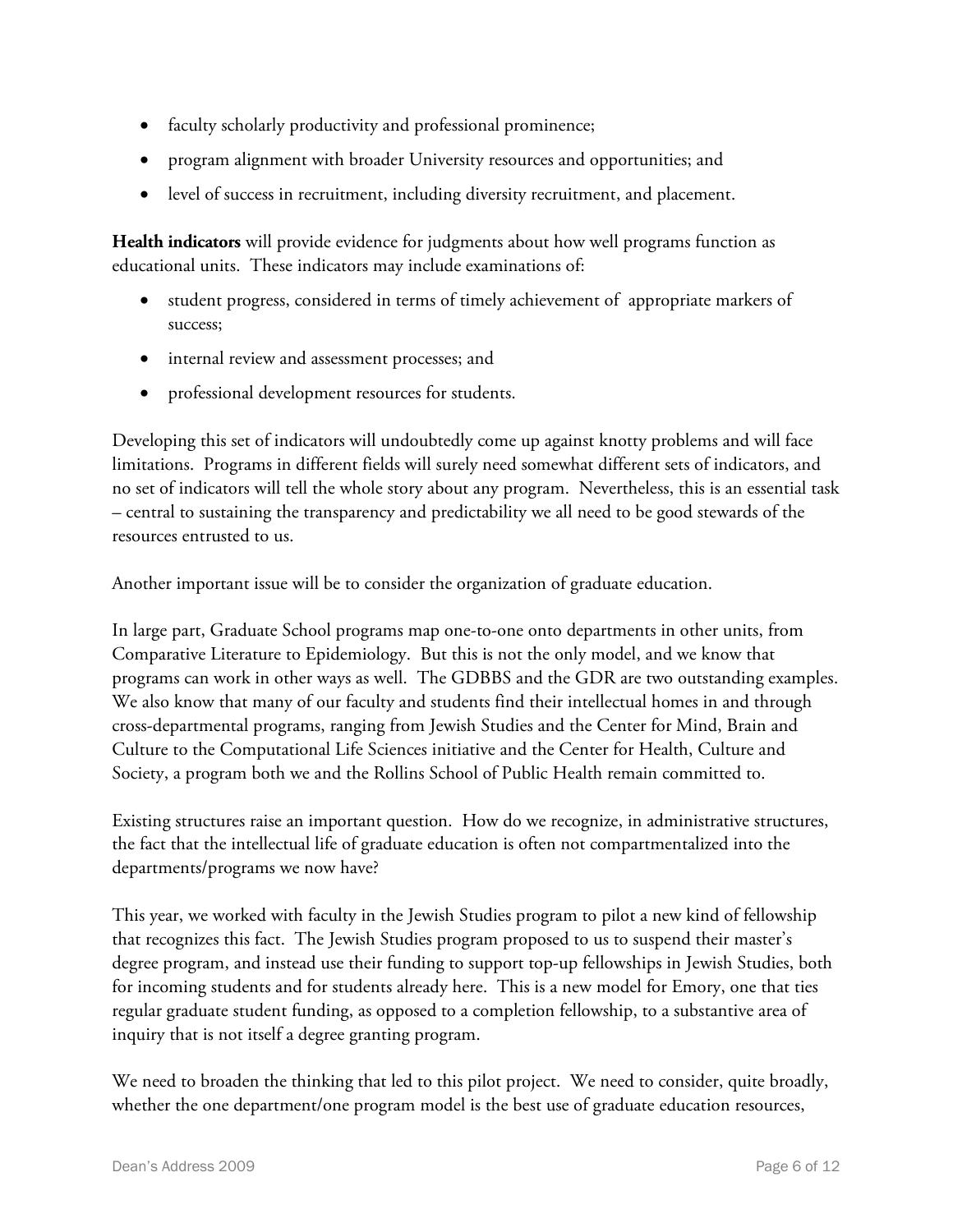- faculty scholarly productivity and professional prominence;
- program alignment with broader University resources and opportunities; and
- level of success in recruitment, including diversity recruitment, and placement.

**Health indicators** will provide evidence for judgments about how well programs function as educational units. These indicators may include examinations of:

- student progress, considered in terms of timely achievement of appropriate markers of success;
- internal review and assessment processes; and
- professional development resources for students.

Developing this set of indicators will undoubtedly come up against knotty problems and will face limitations. Programs in different fields will surely need somewhat different sets of indicators, and no set of indicators will tell the whole story about any program. Nevertheless, this is an essential task – central to sustaining the transparency and predictability we all need to be good stewards of the resources entrusted to us.

Another important issue will be to consider the organization of graduate education.

In large part, Graduate School programs map one-to-one onto departments in other units, from Comparative Literature to Epidemiology. But this is not the only model, and we know that programs can work in other ways as well. The GDBBS and the GDR are two outstanding examples. We also know that many of our faculty and students find their intellectual homes in and through cross-departmental programs, ranging from Jewish Studies and the Center for Mind, Brain and Culture to the Computational Life Sciences initiative and the Center for Health, Culture and Society, a program both we and the Rollins School of Public Health remain committed to.

Existing structures raise an important question. How do we recognize, in administrative structures, the fact that the intellectual life of graduate education is often not compartmentalized into the departments/programs we now have?

This year, we worked with faculty in the Jewish Studies program to pilot a new kind of fellowship that recognizes this fact. The Jewish Studies program proposed to us to suspend their master's degree program, and instead use their funding to support top-up fellowships in Jewish Studies, both for incoming students and for students already here. This is a new model for Emory, one that ties regular graduate student funding, as opposed to a completion fellowship, to a substantive area of inquiry that is not itself a degree granting program.

We need to broaden the thinking that led to this pilot project. We need to consider, quite broadly, whether the one department/one program model is the best use of graduate education resources,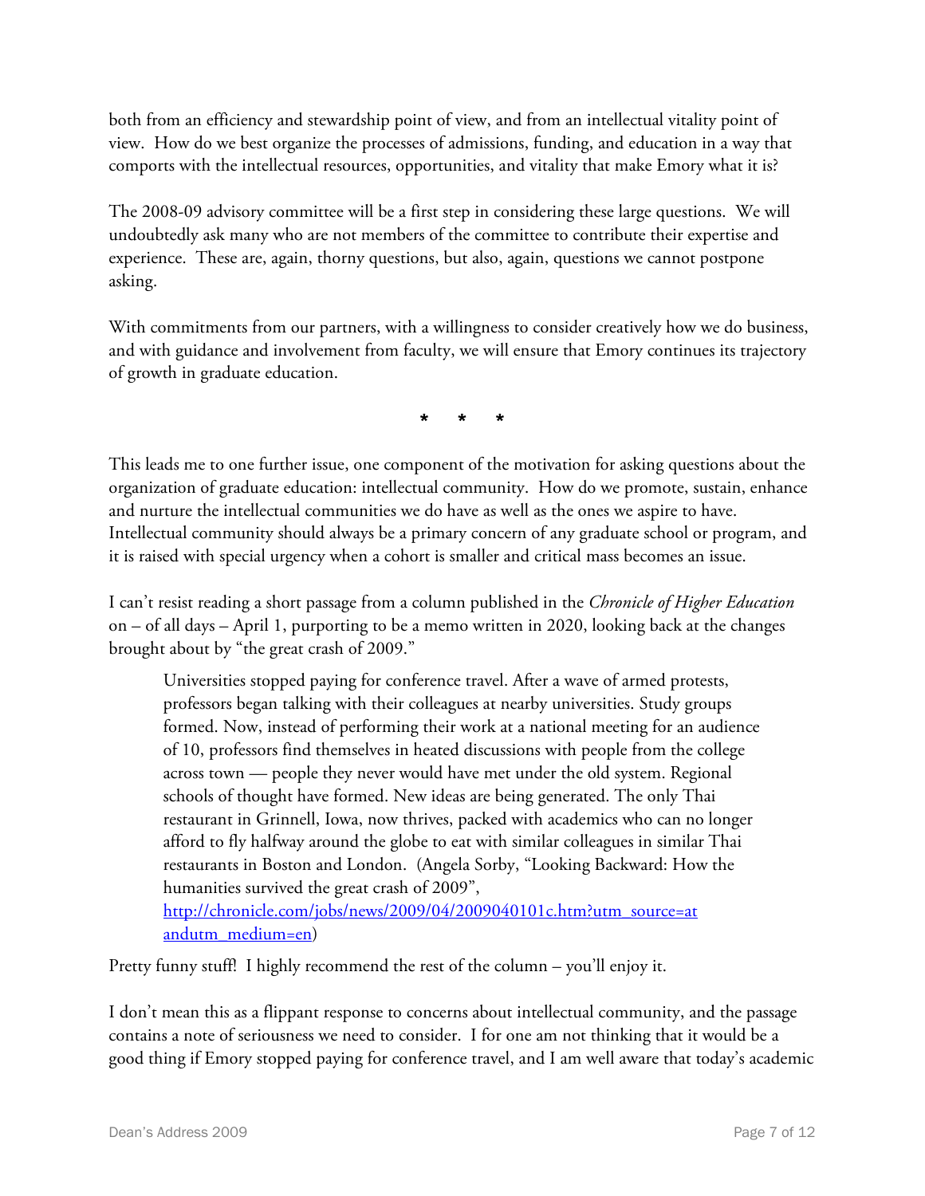both from an efficiency and stewardship point of view, and from an intellectual vitality point of view. How do we best organize the processes of admissions, funding, and education in a way that comports with the intellectual resources, opportunities, and vitality that make Emory what it is?

The 2008-09 advisory committee will be a first step in considering these large questions. We will undoubtedly ask many who are not members of the committee to contribute their expertise and experience. These are, again, thorny questions, but also, again, questions we cannot postpone asking.

With commitments from our partners, with a willingness to consider creatively how we do business, and with guidance and involvement from faculty, we will ensure that Emory continues its trajectory of growth in graduate education.

\* \* \*

This leads me to one further issue, one component of the motivation for asking questions about the organization of graduate education: intellectual community. How do we promote, sustain, enhance and nurture the intellectual communities we do have as well as the ones we aspire to have. Intellectual community should always be a primary concern of any graduate school or program, and it is raised with special urgency when a cohort is smaller and critical mass becomes an issue.

I can't resist reading a short passage from a column published in the *Chronicle of Higher Education* on – of all days – April 1, purporting to be a memo written in 2020, looking back at the changes brought about by "the great crash of 2009."

> Universities stopped paying for conference travel. After a wave of armed protests, professors began talking with their colleagues at nearby universities. Study groups formed. Now, instead of performing their work at a national meeting for an audience of 10, professors find themselves in heated discussions with people from the college across town — people they never would have met under the old system. Regional schools of thought have formed. New ideas are being generated. The only Thai restaurant in Grinnell, Iowa, now thrives, packed with academics who can no longer afford to fly halfway around the globe to eat with similar colleagues in similar Thai restaurants in Boston and London. (Angela Sorby, "Looking Backward: How the humanities survived the great crash of 2009", [http://chronicle.com/jobs/news/2009/04/2009040101c.htm?utm_source=at andutm_medium=en](http://chronicle.com/jobs/news/2009/04/2009040101c.htm?utm_source=atandutm_medium=en))

Pretty funny stuff! I highly recommend the rest of the column – you'll enjoy it.

I don't mean this as a flippant response to concerns about intellectual community, and the passage contains a note of seriousness we need to consider. I for one am not thinking that it would be a good thing if Emory stopped paying for conference travel, and I am well aware that today's academic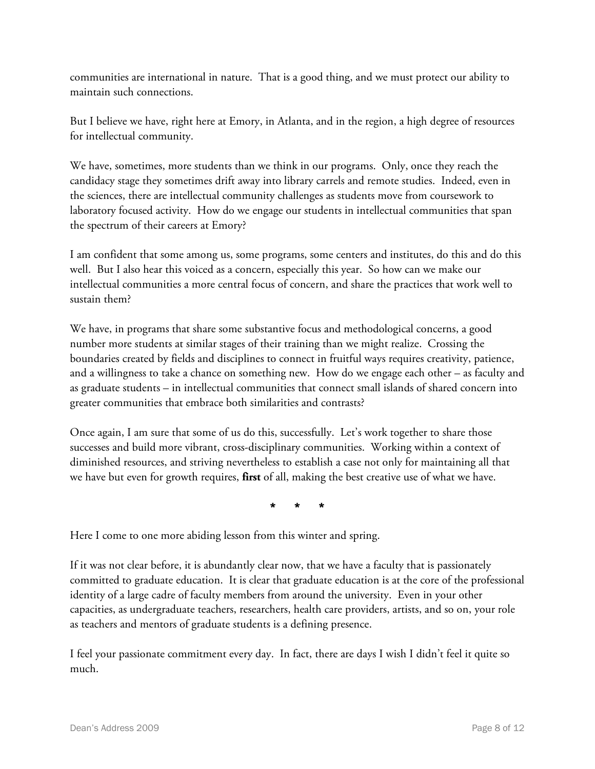communities are international in nature. That is a good thing, and we must protect our ability to maintain such connections.

But I believe we have, right here at Emory, in Atlanta, and in the region, a high degree of resources for intellectual community.

We have, sometimes, more students than we think in our programs. Only, once they reach the candidacy stage they sometimes drift away into library carrels and remote studies. Indeed, even in the sciences, there are intellectual community challenges as students move from coursework to laboratory focused activity. How do we engage our students in intellectual communities that span the spectrum of their careers at Emory?

I am confident that some among us, some programs, some centers and institutes, do this and do this well. But I also hear this voiced as a concern, especially this year. So how can we make our intellectual communities a more central focus of concern, and share the practices that work well to sustain them?

We have, in programs that share some substantive focus and methodological concerns, a good number more students at similar stages of their training than we might realize. Crossing the boundaries created by fields and disciplines to connect in fruitful ways requires creativity, patience, and a willingness to take a chance on something new. How do we engage each other – as faculty and as graduate students – in intellectual communities that connect small islands of shared concern into greater communities that embrace both similarities and contrasts?

Once again, I am sure that some of us do this, successfully. Let's work together to share those successes and build more vibrant, cross-disciplinary communities. Working within a context of diminished resources, and striving nevertheless to establish a case not only for maintaining all that we have but even for growth requires, **first** of all, making the best creative use of what we have.

\* \* \*

Here I come to one more abiding lesson from this winter and spring.

If it was not clear before, it is abundantly clear now, that we have a faculty that is passionately committed to graduate education. It is clear that graduate education is at the core of the professional identity of a large cadre of faculty members from around the university. Even in your other capacities, as undergraduate teachers, researchers, health care providers, artists, and so on, your role as teachers and mentors of graduate students is a defining presence.

I feel your passionate commitment every day. In fact, there are days I wish I didn't feel it quite so much.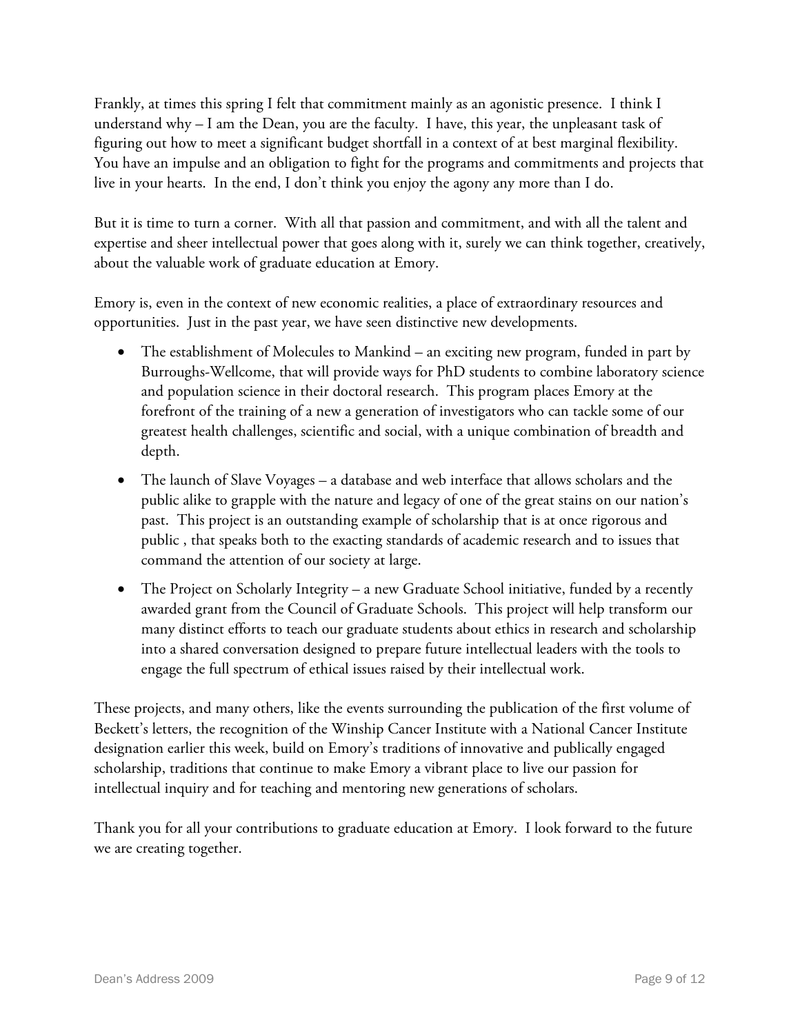Frankly, at times this spring I felt that commitment mainly as an agonistic presence. I think I understand why – I am the Dean, you are the faculty. I have, this year, the unpleasant task of figuring out how to meet a significant budget shortfall in a context of at best marginal flexibility. You have an impulse and an obligation to fight for the programs and commitments and projects that live in your hearts. In the end, I don't think you enjoy the agony any more than I do.

But it is time to turn a corner. With all that passion and commitment, and with all the talent and expertise and sheer intellectual power that goes along with it, surely we can think together, creatively, about the valuable work of graduate education at Emory.

Emory is, even in the context of new economic realities, a place of extraordinary resources and opportunities. Just in the past year, we have seen distinctive new developments.

- The establishment of Molecules to Mankind – an exciting new program, funded in part by Burroughs-Wellcome, that will provide ways for PhD students to combine laboratory science and population science in their doctoral research. This program places Emory at the forefront of the training of a new a generation of investigators who can tackle some of our greatest health challenges, scientific and social, with a unique combination of breadth and depth.
- The launch of Slave Voyages – a database and web interface that allows scholars and the public alike to grapple with the nature and legacy of one of the great stains on our nation's past. This project is an outstanding example of scholarship that is at once rigorous and public , that speaks both to the exacting standards of academic research and to issues that command the attention of our society at large.
- The Project on Scholarly Integrity – a new Graduate School initiative, funded by a recently awarded grant from the Council of Graduate Schools. This project will help transform our many distinct efforts to teach our graduate students about ethics in research and scholarship into a shared conversation designed to prepare future intellectual leaders with the tools to engage the full spectrum of ethical issues raised by their intellectual work.

These projects, and many others, like the events surrounding the publication of the first volume of Beckett's letters, the recognition of the Winship Cancer Institute with a National Cancer Institute designation earlier this week, build on Emory's traditions of innovative and publically engaged scholarship, traditions that continue to make Emory a vibrant place to live our passion for intellectual inquiry and for teaching and mentoring new generations of scholars.

Thank you for all your contributions to graduate education at Emory. I look forward to the future we are creating together.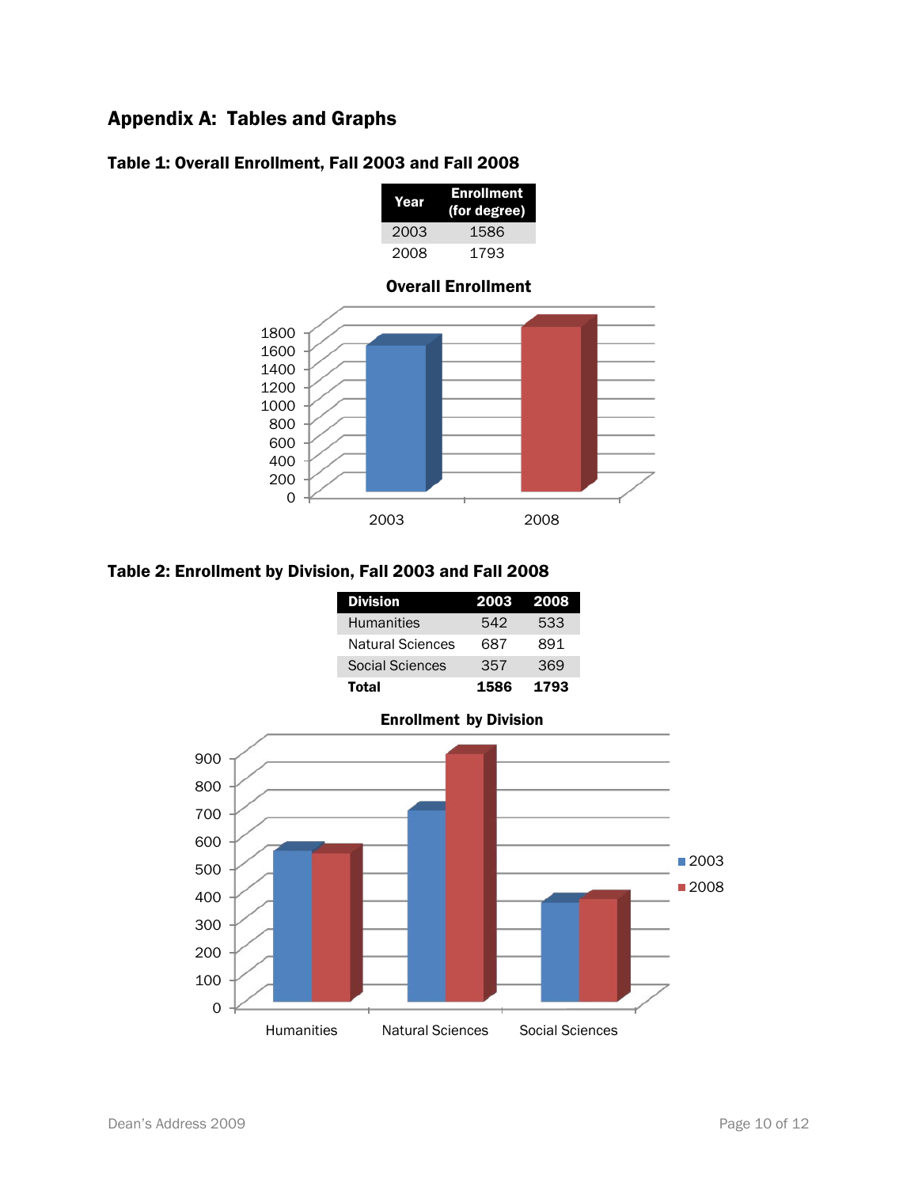# Appendix A: Tables and Graphs

### Table 1: Overall Enrollment, Fall 2003 and Fall 2008

| Year | Enrollment (for degree) |
|---|---|
| 2003 | 1586 |
| 2008 | 1793 |

**Overall Enrollment**

### Table 2: Enrollment by Division, Fall 2003 and Fall 2008

| Division | 2003 | 2008 |
|---|---|---|
| Humanities | 542 | 533 |
| Natural Sciences | 687 | 891 |
| Social Sciences | 357 | 369 |
| **Total** | **1586** | **1793** |

**Enrollment by Division**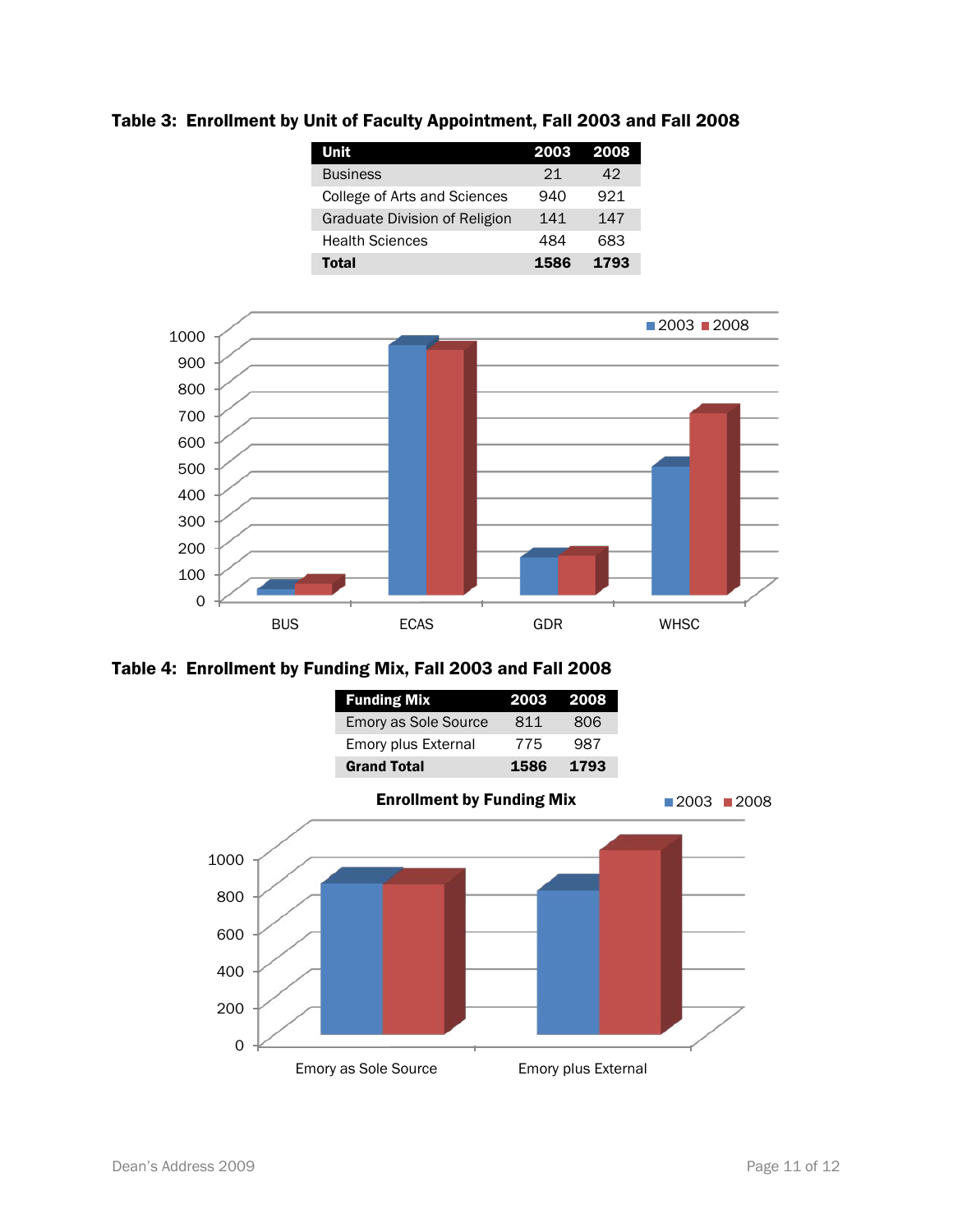## Table 3: Enrollment by Unit of Faculty Appointment, Fall 2003 and Fall 2008

| Unit | 2003 | 2008 |
|---|---|---|
| Business | 21 | 42 |
| College of Arts and Sciences | 940 | 921 |
| Graduate Division of Religion | 141 | 147 |
| Health Sciences | 484 | 683 |
| **Total** | **1586** | **1793** |

## Table 4: Enrollment by Funding Mix, Fall 2003 and Fall 2008

| Funding Mix | 2003 | 2008 |
|---|---|---|
| Emory as Sole Source | 811 | 806 |
| Emory plus External | 775 | 987 |
| **Grand Total** | **1586** | **1793** |

**Enrollment by Funding Mix**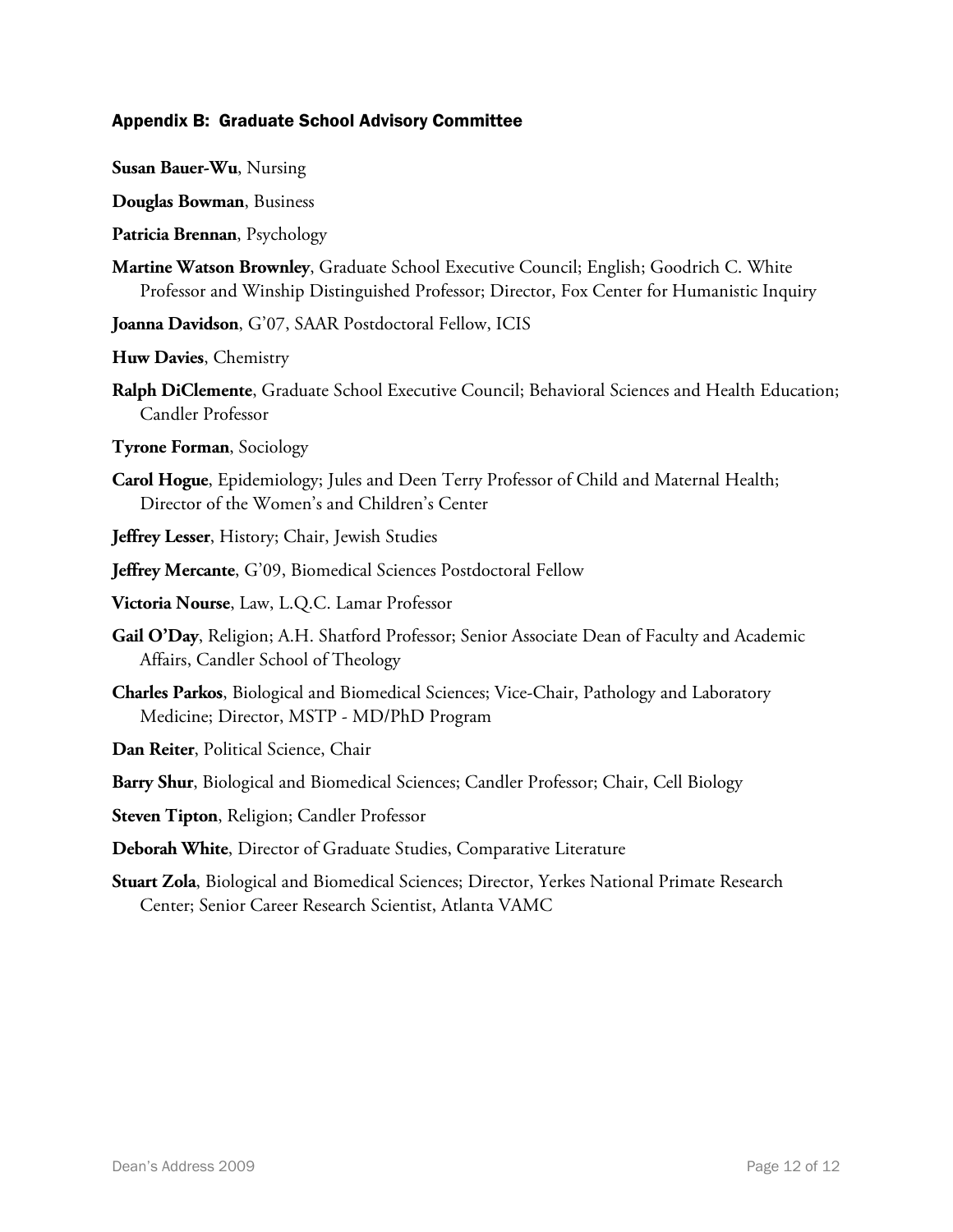## Appendix B: Graduate School Advisory Committee

**Susan Bauer-Wu**, Nursing

**Douglas Bowman**, Business

**Patricia Brennan**, Psychology

**Martine Watson Brownley**, Graduate School Executive Council; English; Goodrich C. White Professor and Winship Distinguished Professor; Director, Fox Center for Humanistic Inquiry

**Joanna Davidson**, G'07, SAAR Postdoctoral Fellow, ICIS

**Huw Davies**, Chemistry

**Ralph DiClemente**, Graduate School Executive Council; Behavioral Sciences and Health Education; Candler Professor

**Tyrone Forman**, Sociology

**Carol Hogue**, Epidemiology; Jules and Deen Terry Professor of Child and Maternal Health; Director of the Women's and Children's Center

**Jeffrey Lesser**, History; Chair, Jewish Studies

**Jeffrey Mercante**, G'09, Biomedical Sciences Postdoctoral Fellow

**Victoria Nourse**, Law, L.Q.C. Lamar Professor

**Gail O'Day**, Religion; A.H. Shatford Professor; Senior Associate Dean of Faculty and Academic Affairs, Candler School of Theology

**Charles Parkos**, Biological and Biomedical Sciences; Vice-Chair, Pathology and Laboratory Medicine; Director, MSTP - MD/PhD Program

**Dan Reiter**, Political Science, Chair

**Barry Shur**, Biological and Biomedical Sciences; Candler Professor; Chair, Cell Biology

**Steven Tipton**, Religion; Candler Professor

**Deborah White**, Director of Graduate Studies, Comparative Literature

**Stuart Zola**, Biological and Biomedical Sciences; Director, Yerkes National Primate Research Center; Senior Career Research Scientist, Atlanta VAMC